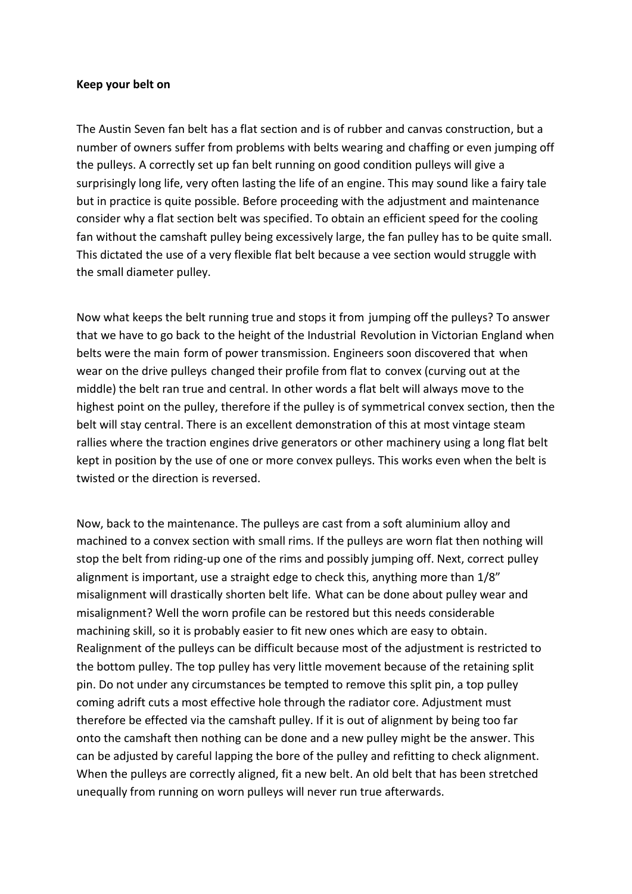**Keep your belt on**

The Austin Seven fan belt has a flat section and is of rubber and canvas construction, but a number of owners suffer from problems with belts wearing and chaffing or even jumping off the pulleys. A correctly set up fan belt running on good condition pulleys will give a surprisingly long life, very often lasting the life of an engine. This may sound like a fairy tale but in practice is quite possible. Before proceeding with the adjustment and maintenance consider why a flat section belt was specified. To obtain an efficient speed for the cooling fan without the camshaft pulley being excessively large, the fan pulley has to be quite small. This dictated the use of a very flexible flat belt because a vee section would struggle with the small diameter pulley.

Now what keeps the belt running true and stops it from jumping off the pulleys? To answer that we have to go back to the height of the Industrial Revolution in Victorian England when belts were the main form of power transmission. Engineers soon discovered that when wear on the drive pulleys changed their profile from flat to convex (curving out at the middle) the belt ran true and central. In other words a flat belt will always move to the highest point on the pulley, therefore if the pulley is of symmetrical convex section, then the belt will stay central. There is an excellent demonstration of this at most vintage steam rallies where the traction engines drive generators or other machinery using a long flat belt kept in position by the use of one or more convex pulleys. This works even when the belt is twisted or the direction is reversed.

Now, back to the maintenance. The pulleys are cast from a soft aluminium alloy and machined to a convex section with small rims. If the pulleys are worn flat then nothing will stop the belt from riding-up one of the rims and possibly jumping off. Next, correct pulley alignment is important, use a straight edge to check this, anything more than 1/8" misalignment will drastically shorten belt life. What can be done about pulley wear and misalignment? Well the worn profile can be restored but this needs considerable machining skill, so it is probably easier to fit new ones which are easy to obtain. Realignment of the pulleys can be difficult because most of the adjustment is restricted to the bottom pulley. The top pulley has very little movement because of the retaining split pin. Do not under any circumstances be tempted to remove this split pin, a top pulley coming adrift cuts a most effective hole through the radiator core. Adjustment must therefore be effected via the camshaft pulley. If it is out of alignment by being too far onto the camshaft then nothing can be done and a new pulley might be the answer. This can be adjusted by careful lapping the bore of the pulley and refitting to check alignment. When the pulleys are correctly aligned, fit a new belt. An old belt that has been stretched unequally from running on worn pulleys will never run true afterwards.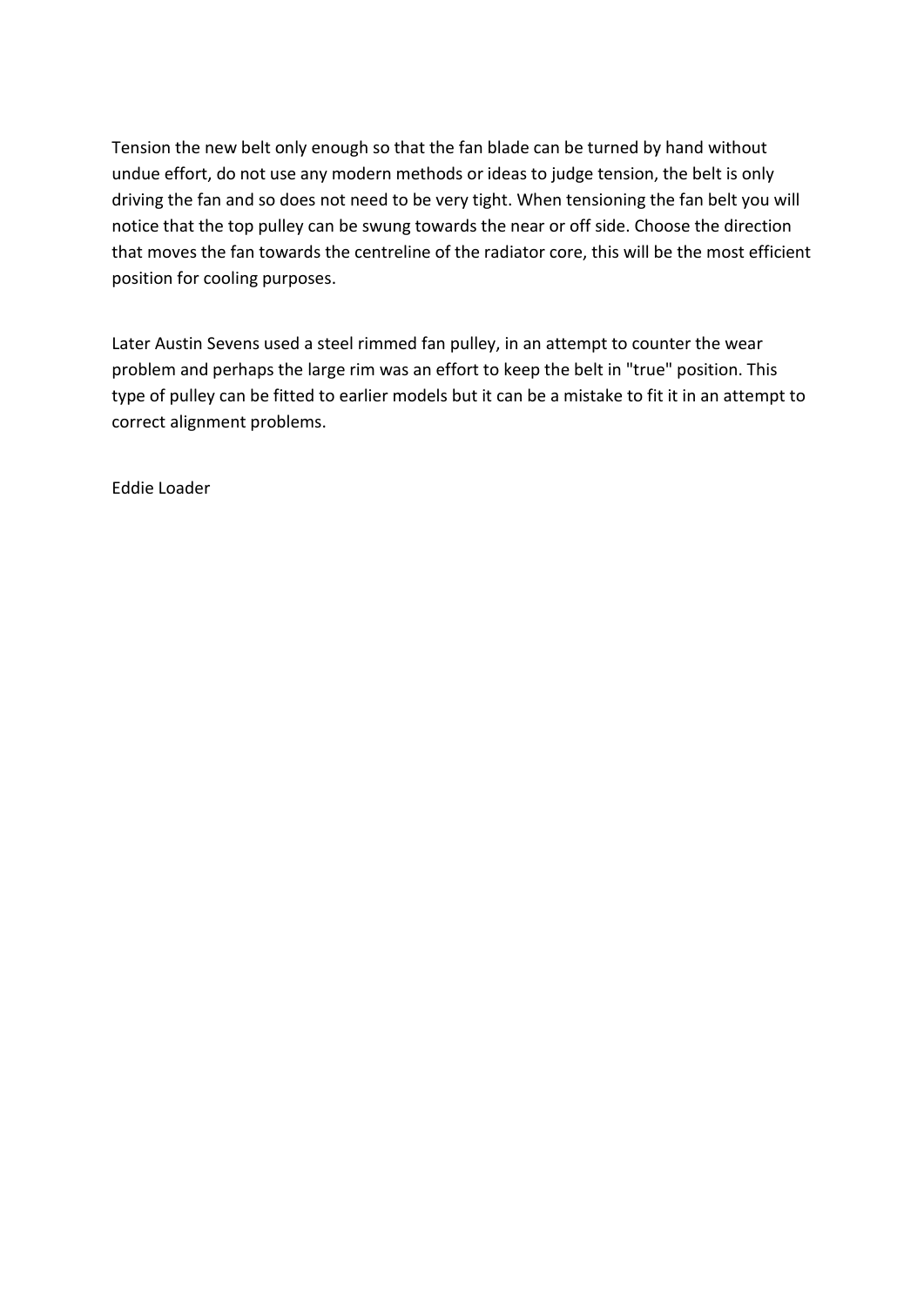Tension the new belt only enough so that the fan blade can be turned by hand without undue effort, do not use any modern methods or ideas to judge tension, the belt is only driving the fan and so does not need to be very tight. When tensioning the fan belt you will notice that the top pulley can be swung towards the near or off side. Choose the direction that moves the fan towards the centreline of the radiator core, this will be the most efficient position for cooling purposes.

Later Austin Sevens used a steel rimmed fan pulley, in an attempt to counter the wear problem and perhaps the large rim was an effort to keep the belt in "true" position. This type of pulley can be fitted to earlier models but it can be a mistake to fit it in an attempt to correct alignment problems.

Eddie Loader